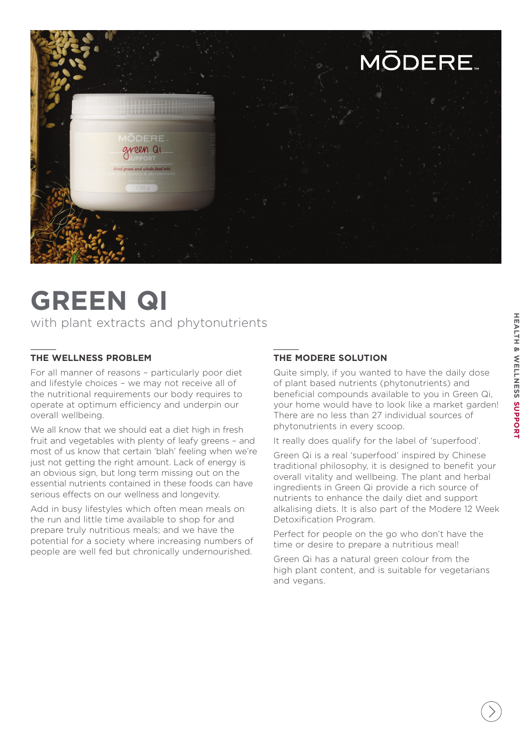# GREEN QI

with plant extracts and phytonutrients

## THE WELLNESS PROBLEM

For all manner of reasons – particularly poor diet and lifestyle choices – we may not receive all of the nutritional requirements our body requires to operate at optimum efficiency and underpin our overall wellbeing.

We all know that we should eat a diet high in fresh fruit and vegetables with plenty of leafy greens – and most of us know that certain 'blah' feeling when we're just not getting the right amount. Lack of energy is an obvious sign, but long term missing out on the essential nutrients contained in these foods can have serious effects on our wellness and longevity.

Add in busy lifestyles which often mean meals on the run and little time available to shop for and prepare truly nutritious meals; and we have the potential for a society where increasing numbers of people are well fed but chronically undernourished.

## THE MODERE SOLUTION

Quite simply, if you wanted to have the daily dose of plant based nutrients (phytonutrients) and beneficial compounds available to you in Green Qi, your home would have to look like a market garden! There are no less than 27 individual sources of phytonutrients in every scoop.

It really does qualify for the label of 'superfood'.

Green Qi is a real 'superfood' inspired by Chinese traditional philosophy, it is designed to benefit your overall vitality and wellbeing. The plant and herbal ingredients in Green Qi provide a rich source of nutrients to enhance the daily diet and support alkalising diets. It is also part of the Modere 12 Week Detoxification Program.

Perfect for people on the go who don't have the time or desire to prepare a nutritious meal!

Green Qi has a natural green colour from the high plant content, and is suitable for vegetarians and vegans.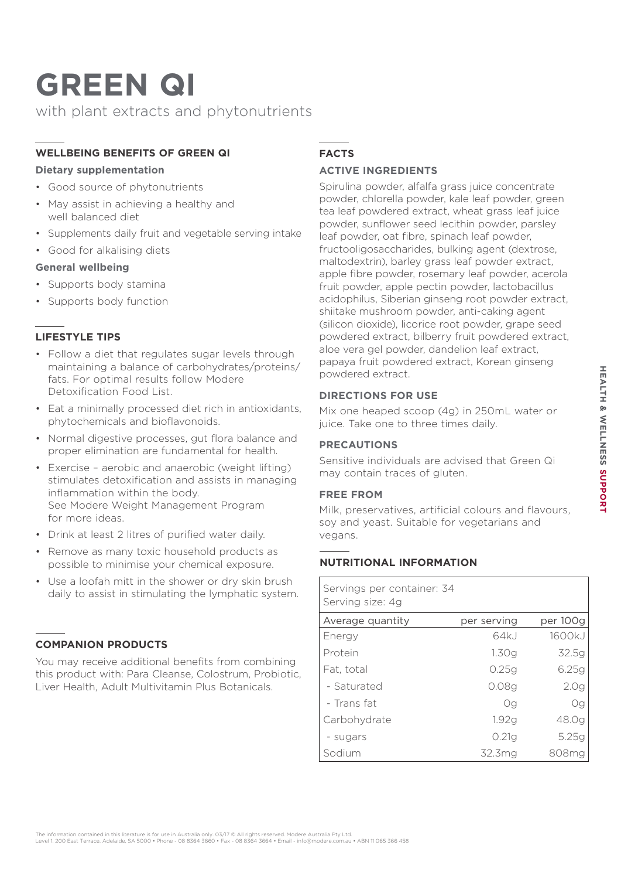# GREEN QI

with plant extracts and phytonutrients

### WELLBEING BENEFITS OF GREEN QI

**Dietary supplementation**

- Good source of phytonutrients
- May assist in achieving a healthy and well balanced diet
- Supplements daily fruit and vegetable serving intake
- Good for alkalising diets

**General wellbeing**

- Supports body stamina
- Supports body function

### LIFESTYLE TIPS

- Follow a diet that regulates sugar levels through maintaining a balance of carbohydrates/proteins/fats. For optimal results follow Modere Detoxification Food List.
- Eat a minimally processed diet rich in antioxidants, phytochemicals and bioflavonoids.
- Normal digestive processes, gut flora balance and proper elimination are fundamental for health.
- Exercise – aerobic and anaerobic (weight lifting) stimulates detoxification and assists in managing inflammation within the body. See Modere Weight Management Program for more ideas.
- Drink at least 2 litres of purified water daily.
- Remove as many toxic household products as possible to minimise your chemical exposure.
- Use a loofah mitt in the shower or dry skin brush daily to assist in stimulating the lymphatic system.

### COMPANION PRODUCTS

You may receive additional benefits from combining this product with: Para Cleanse, Colostrum, Probiotic, Liver Health, Adult Multivitamin Plus Botanicals.

### FACTS

#### ACTIVE INGREDIENTS

Spirulina powder, alfalfa grass juice concentrate powder, chlorella powder, kale leaf powder, green tea leaf powdered extract, wheat grass leaf juice powder, sunflower seed lecithin powder, parsley leaf powder, oat fibre, spinach leaf powder, fructooligosaccharides, bulking agent (dextrose, maltodextrin), barley grass leaf powder extract, apple fibre powder, rosemary leaf powder, acerola fruit powder, apple pectin powder, lactobacillus acidophilus, Siberian ginseng root powder extract, shiitake mushroom powder, anti-caking agent (silicon dioxide), licorice root powder, grape seed powdered extract, bilberry fruit powdered extract, aloe vera gel powder, dandelion leaf extract, papaya fruit powdered extract, Korean ginseng powdered extract.

#### DIRECTIONS FOR USE

Mix one heaped scoop (4g) in 250mL water or juice. Take one to three times daily.

#### PRECAUTIONS

Sensitive individuals are advised that Green Qi may contain traces of gluten.

#### FREE FROM

Milk, preservatives, artificial colours and flavours, soy and yeast. Suitable for vegetarians and vegans.

### NUTRITIONAL INFORMATION

Servings per container: 34
Serving size: 4g

| Average quantity | per serving | per 100g |
|---|---|---|
| Energy | 64kJ | 1600kJ |
| Protein | 1.30g | 32.5g |
| Fat, total | 0.25g | 6.25g |
| - Saturated | 0.08g | 2.0g |
| - Trans fat | 0g | 0g |
| Carbohydrate | 1.92g | 48.0g |
| - sugars | 0.21g | 5.25g |
| Sodium | 32.3mg | 808mg |

The information contained in this literature is for use in Australia only. 03/17 © All rights reserved. Modere Australia Pty Ltd.
Level 1, 200 East Terrace, Adelaide, SA 5000 • Phone - 08 8364 3660 • Fax - 08 8364 3664 • Email - info@modere.com.au • ABN 11 065 366 458